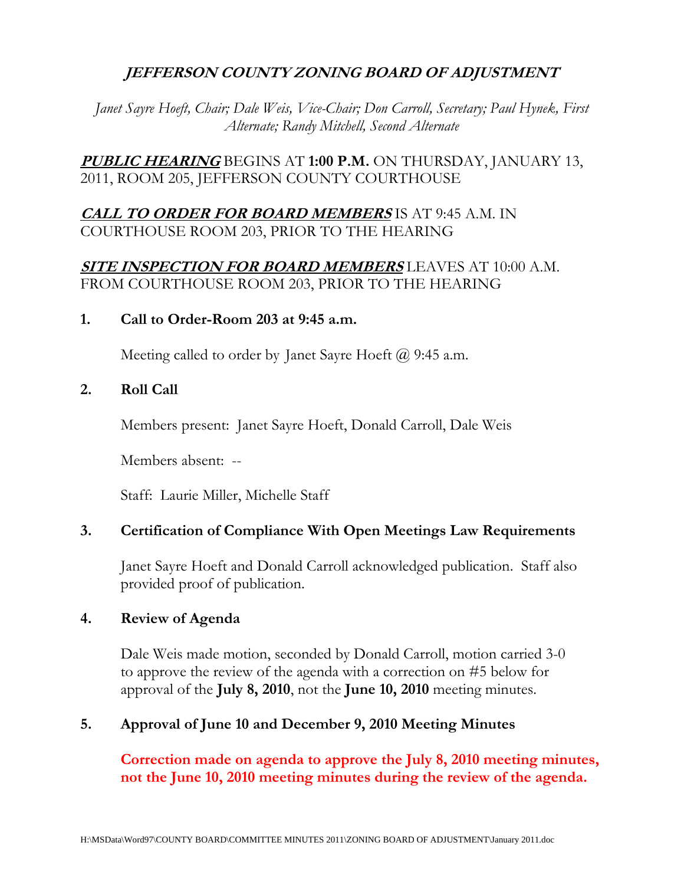# *JEFFERSON COUNTY ZONING BOARD OF ADJUSTMENT*

*Janet Sayre Hoeft, Chair; Dale Weis, Vice-Chair; Don Carroll, Secretary; Paul Hynek, First Alternate; Randy Mitchell, Second Alternate*

***PUBLIC HEARING*** BEGINS AT **1:00 P.M.** ON THURSDAY, JANUARY 13, 2011, ROOM 205, JEFFERSON COUNTY COURTHOUSE

***CALL TO ORDER FOR BOARD MEMBERS*** IS AT 9:45 A.M. IN COURTHOUSE ROOM 203, PRIOR TO THE HEARING

***SITE INSPECTION FOR BOARD MEMBERS*** LEAVES AT 10:00 A.M. FROM COURTHOUSE ROOM 203, PRIOR TO THE HEARING

**1. Call to Order-Room 203 at 9:45 a.m.**

Meeting called to order by Janet Sayre Hoeft @ 9:45 a.m.

**2. Roll Call**

Members present: Janet Sayre Hoeft, Donald Carroll, Dale Weis

Members absent: --

Staff: Laurie Miller, Michelle Staff

**3. Certification of Compliance With Open Meetings Law Requirements**

Janet Sayre Hoeft and Donald Carroll acknowledged publication. Staff also provided proof of publication.

**4. Review of Agenda**

Dale Weis made motion, seconded by Donald Carroll, motion carried 3-0 to approve the review of the agenda with a correction on #5 below for approval of the **July 8, 2010**, not the **June 10, 2010** meeting minutes.

**5. Approval of June 10 and December 9, 2010 Meeting Minutes**

**Correction made on agenda to approve the July 8, 2010 meeting minutes, not the June 10, 2010 meeting minutes during the review of the agenda.**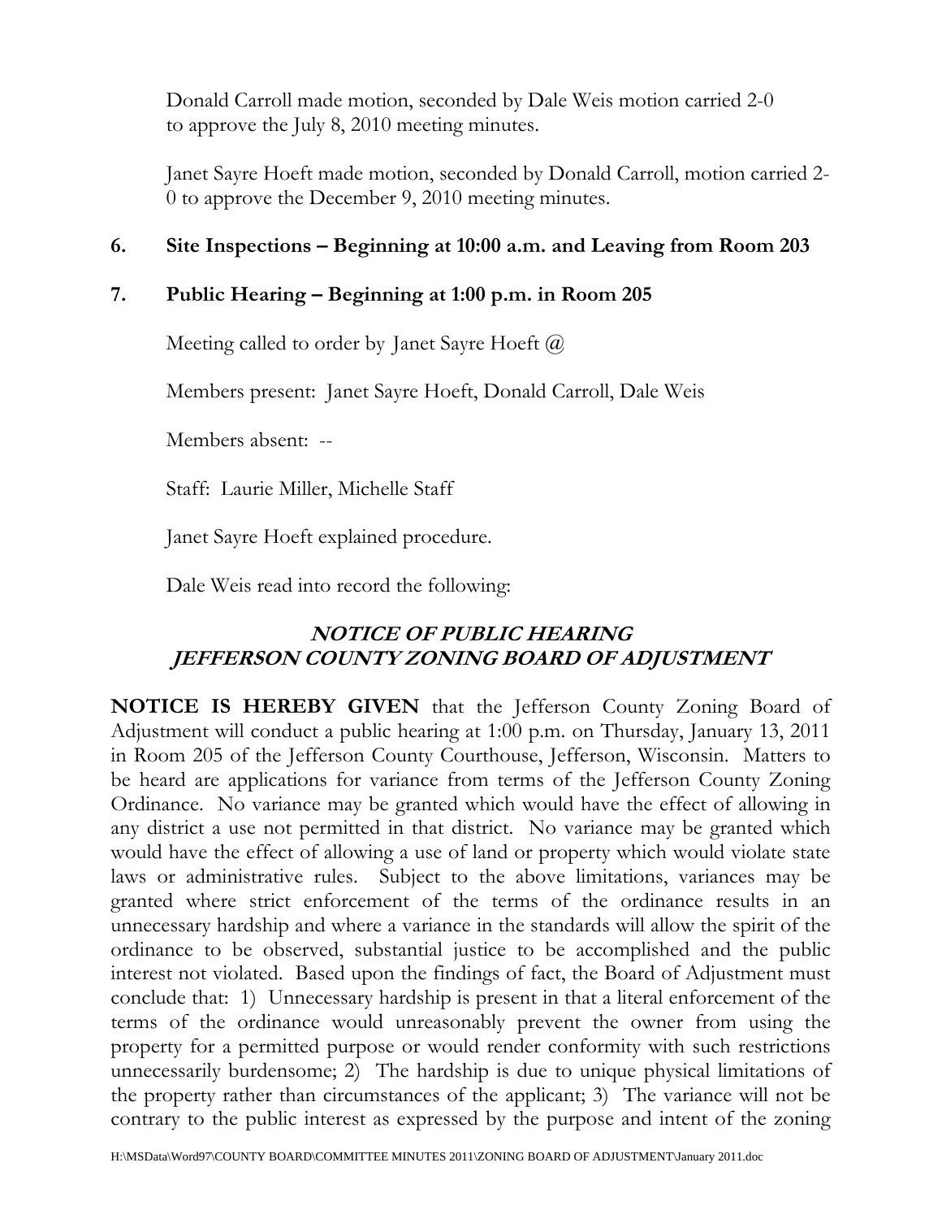Donald Carroll made motion, seconded by Dale Weis motion carried 2-0 to approve the July 8, 2010 meeting minutes.

Janet Sayre Hoeft made motion, seconded by Donald Carroll, motion carried 2-0 to approve the December 9, 2010 meeting minutes.

**6. Site Inspections – Beginning at 10:00 a.m. and Leaving from Room 203**

**7. Public Hearing – Beginning at 1:00 p.m. in Room 205**

Meeting called to order by Janet Sayre Hoeft @

Members present: Janet Sayre Hoeft, Donald Carroll, Dale Weis

Members absent: --

Staff: Laurie Miller, Michelle Staff

Janet Sayre Hoeft explained procedure.

Dale Weis read into record the following:

***NOTICE OF PUBLIC HEARING***
***JEFFERSON COUNTY ZONING BOARD OF ADJUSTMENT***

**NOTICE IS HEREBY GIVEN** that the Jefferson County Zoning Board of Adjustment will conduct a public hearing at 1:00 p.m. on Thursday, January 13, 2011 in Room 205 of the Jefferson County Courthouse, Jefferson, Wisconsin. Matters to be heard are applications for variance from terms of the Jefferson County Zoning Ordinance. No variance may be granted which would have the effect of allowing in any district a use not permitted in that district. No variance may be granted which would have the effect of allowing a use of land or property which would violate state laws or administrative rules. Subject to the above limitations, variances may be granted where strict enforcement of the terms of the ordinance results in an unnecessary hardship and where a variance in the standards will allow the spirit of the ordinance to be observed, substantial justice to be accomplished and the public interest not violated. Based upon the findings of fact, the Board of Adjustment must conclude that: 1) Unnecessary hardship is present in that a literal enforcement of the terms of the ordinance would unreasonably prevent the owner from using the property for a permitted purpose or would render conformity with such restrictions unnecessarily burdensome; 2) The hardship is due to unique physical limitations of the property rather than circumstances of the applicant; 3) The variance will not be contrary to the public interest as expressed by the purpose and intent of the zoning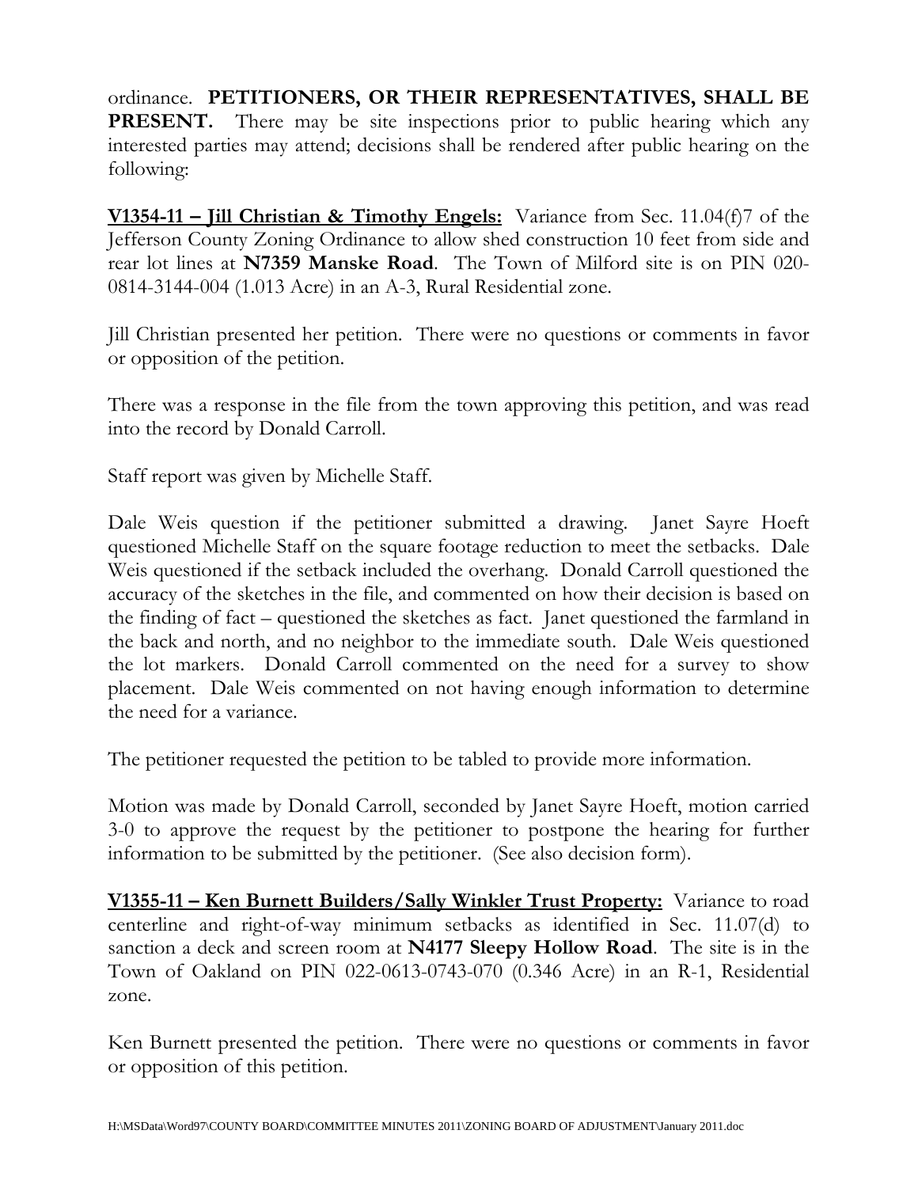ordinance. **PETITIONERS, OR THEIR REPRESENTATIVES, SHALL BE PRESENT.** There may be site inspections prior to public hearing which any interested parties may attend; decisions shall be rendered after public hearing on the following:

**V1354-11 – Jill Christian & Timothy Engels:** Variance from Sec. 11.04(f)7 of the Jefferson County Zoning Ordinance to allow shed construction 10 feet from side and rear lot lines at **N7359 Manske Road**. The Town of Milford site is on PIN 020-0814-3144-004 (1.013 Acre) in an A-3, Rural Residential zone.

Jill Christian presented her petition. There were no questions or comments in favor or opposition of the petition.

There was a response in the file from the town approving this petition, and was read into the record by Donald Carroll.

Staff report was given by Michelle Staff.

Dale Weis question if the petitioner submitted a drawing. Janet Sayre Hoeft questioned Michelle Staff on the square footage reduction to meet the setbacks. Dale Weis questioned if the setback included the overhang. Donald Carroll questioned the accuracy of the sketches in the file, and commented on how their decision is based on the finding of fact – questioned the sketches as fact. Janet questioned the farmland in the back and north, and no neighbor to the immediate south. Dale Weis questioned the lot markers. Donald Carroll commented on the need for a survey to show placement. Dale Weis commented on not having enough information to determine the need for a variance.

The petitioner requested the petition to be tabled to provide more information.

Motion was made by Donald Carroll, seconded by Janet Sayre Hoeft, motion carried 3-0 to approve the request by the petitioner to postpone the hearing for further information to be submitted by the petitioner. (See also decision form).

**V1355-11 – Ken Burnett Builders/Sally Winkler Trust Property:** Variance to road centerline and right-of-way minimum setbacks as identified in Sec. 11.07(d) to sanction a deck and screen room at **N4177 Sleepy Hollow Road**. The site is in the Town of Oakland on PIN 022-0613-0743-070 (0.346 Acre) in an R-1, Residential zone.

Ken Burnett presented the petition. There were no questions or comments in favor or opposition of this petition.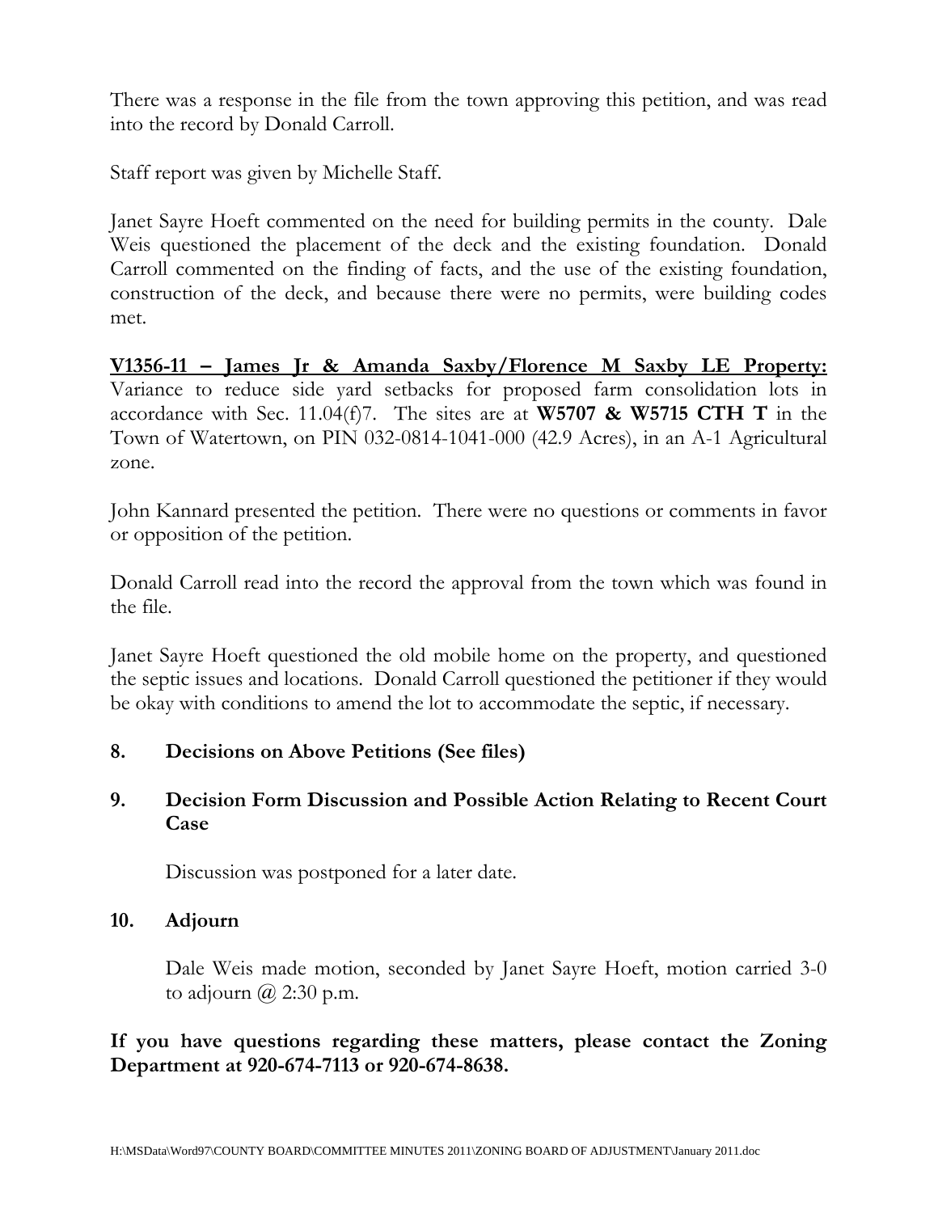There was a response in the file from the town approving this petition, and was read into the record by Donald Carroll.

Staff report was given by Michelle Staff.

Janet Sayre Hoeft commented on the need for building permits in the county. Dale Weis questioned the placement of the deck and the existing foundation. Donald Carroll commented on the finding of facts, and the use of the existing foundation, construction of the deck, and because there were no permits, were building codes met.

**V1356-11 – James Jr & Amanda Saxby/Florence M Saxby LE Property:** Variance to reduce side yard setbacks for proposed farm consolidation lots in accordance with Sec. 11.04(f)7. The sites are at **W5707 & W5715 CTH T** in the Town of Watertown, on PIN 032-0814-1041-000 (42.9 Acres), in an A-1 Agricultural zone.

John Kannard presented the petition. There were no questions or comments in favor or opposition of the petition.

Donald Carroll read into the record the approval from the town which was found in the file.

Janet Sayre Hoeft questioned the old mobile home on the property, and questioned the septic issues and locations. Donald Carroll questioned the petitioner if they would be okay with conditions to amend the lot to accommodate the septic, if necessary.

**8. Decisions on Above Petitions (See files)**

**9. Decision Form Discussion and Possible Action Relating to Recent Court Case**

Discussion was postponed for a later date.

**10. Adjourn**

Dale Weis made motion, seconded by Janet Sayre Hoeft, motion carried 3-0 to adjourn @ 2:30 p.m.

**If you have questions regarding these matters, please contact the Zoning Department at 920-674-7113 or 920-674-8638.**

H:\MSData\Word97\COUNTY BOARD\COMMITTEE MINUTES 2011\ZONING BOARD OF ADJUSTMENT\January 2011.doc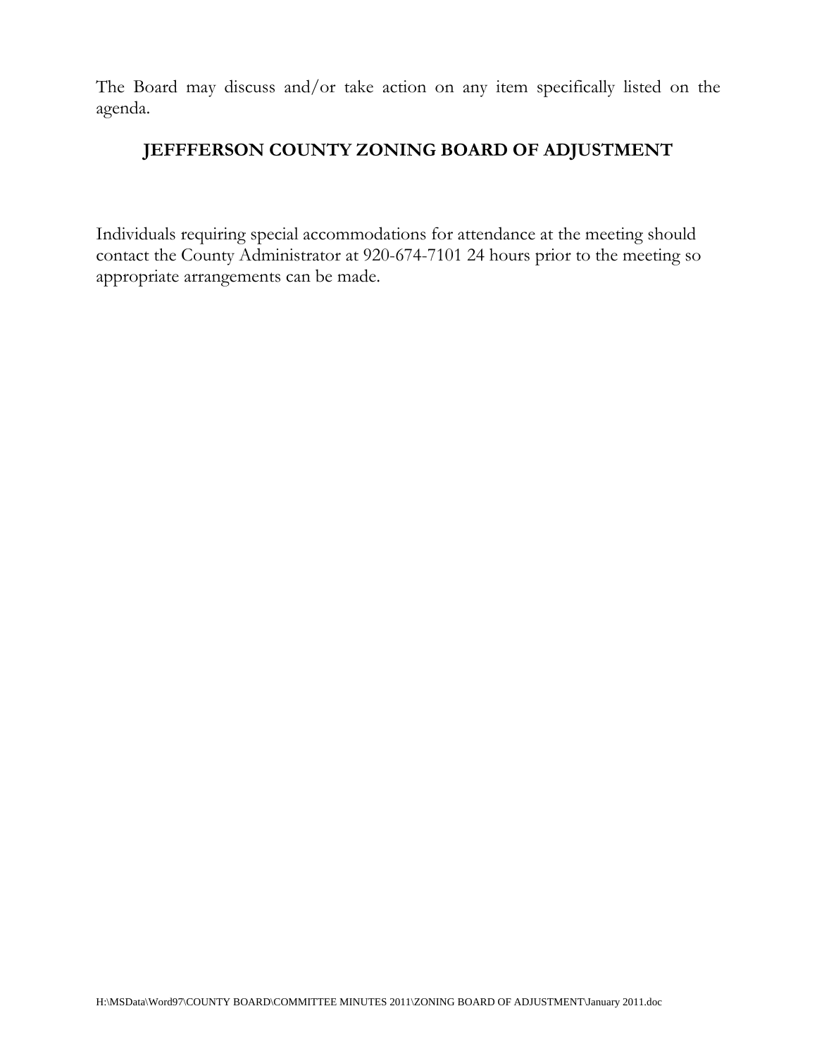The Board may discuss and/or take action on any item specifically listed on the agenda.

## JEFFFERSON COUNTY ZONING BOARD OF ADJUSTMENT

Individuals requiring special accommodations for attendance at the meeting should contact the County Administrator at 920-674-7101 24 hours prior to the meeting so appropriate arrangements can be made.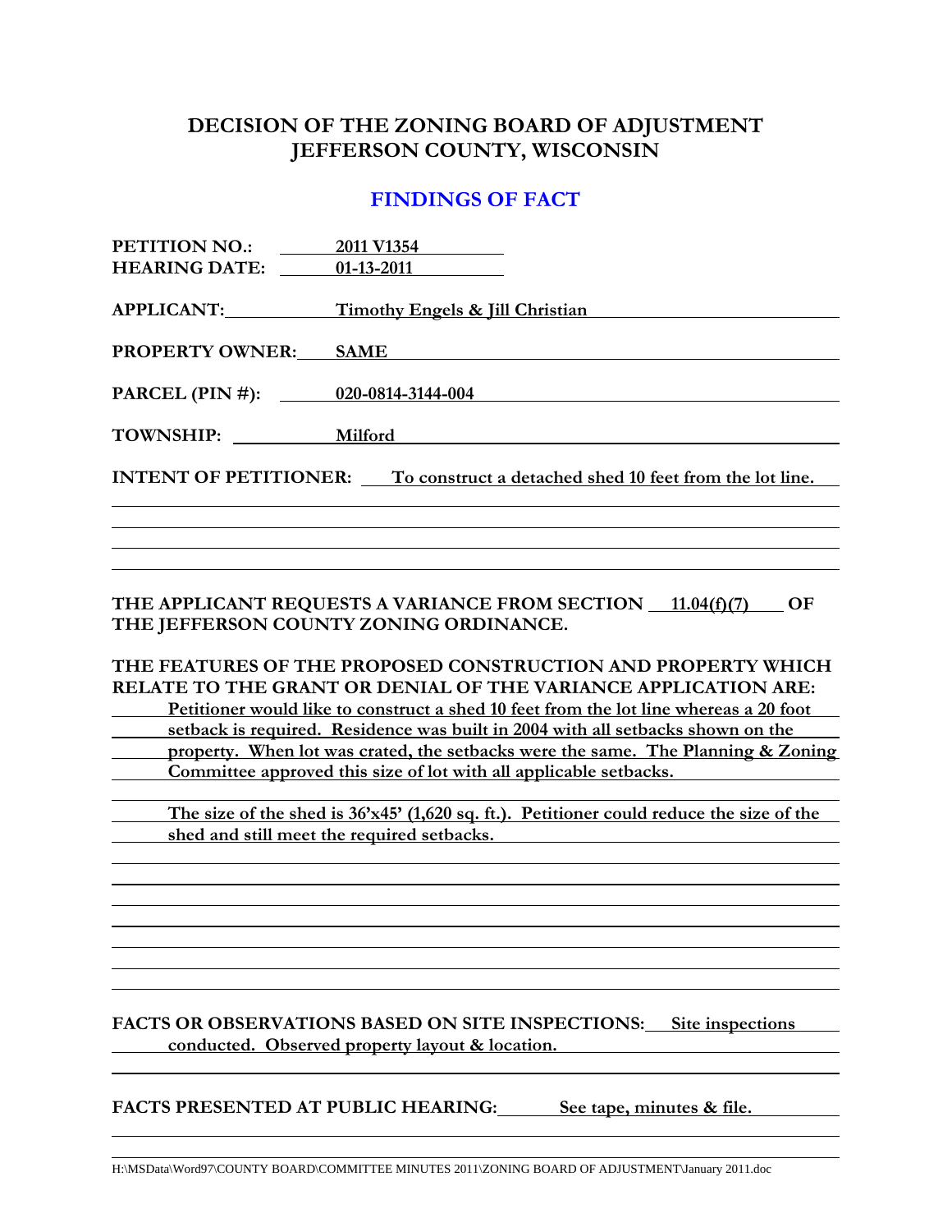# DECISION OF THE ZONING BOARD OF ADJUSTMENT JEFFERSON COUNTY, WISCONSIN

## FINDINGS OF FACT

**PETITION NO.:** 2011 V1354
**HEARING DATE:** 01-13-2011

**APPLICANT:** Timothy Engels & Jill Christian

**PROPERTY OWNER:** SAME

**PARCEL (PIN #):** 020-0814-3144-004

**TOWNSHIP:** Milford

**INTENT OF PETITIONER:** To construct a detached shed 10 feet from the lot line.

**THE APPLICANT REQUESTS A VARIANCE FROM SECTION 11.04(f)(7) OF THE JEFFERSON COUNTY ZONING ORDINANCE.**

**THE FEATURES OF THE PROPOSED CONSTRUCTION AND PROPERTY WHICH RELATE TO THE GRANT OR DENIAL OF THE VARIANCE APPLICATION ARE:**

Petitioner would like to construct a shed 10 feet from the lot line whereas a 20 foot setback is required. Residence was built in 2004 with all setbacks shown on the property. When lot was crated, the setbacks were the same. The Planning & Zoning Committee approved this size of lot with all applicable setbacks.

The size of the shed is 36'x45' (1,620 sq. ft.). Petitioner could reduce the size of the shed and still meet the required setbacks.

**FACTS OR OBSERVATIONS BASED ON SITE INSPECTIONS:** Site inspections conducted. Observed property layout & location.

**FACTS PRESENTED AT PUBLIC HEARING:** See tape, minutes & file.

H:\MSData\Word97\COUNTY BOARD\COMMITTEE MINUTES 2011\ZONING BOARD OF ADJUSTMENT\January 2011.doc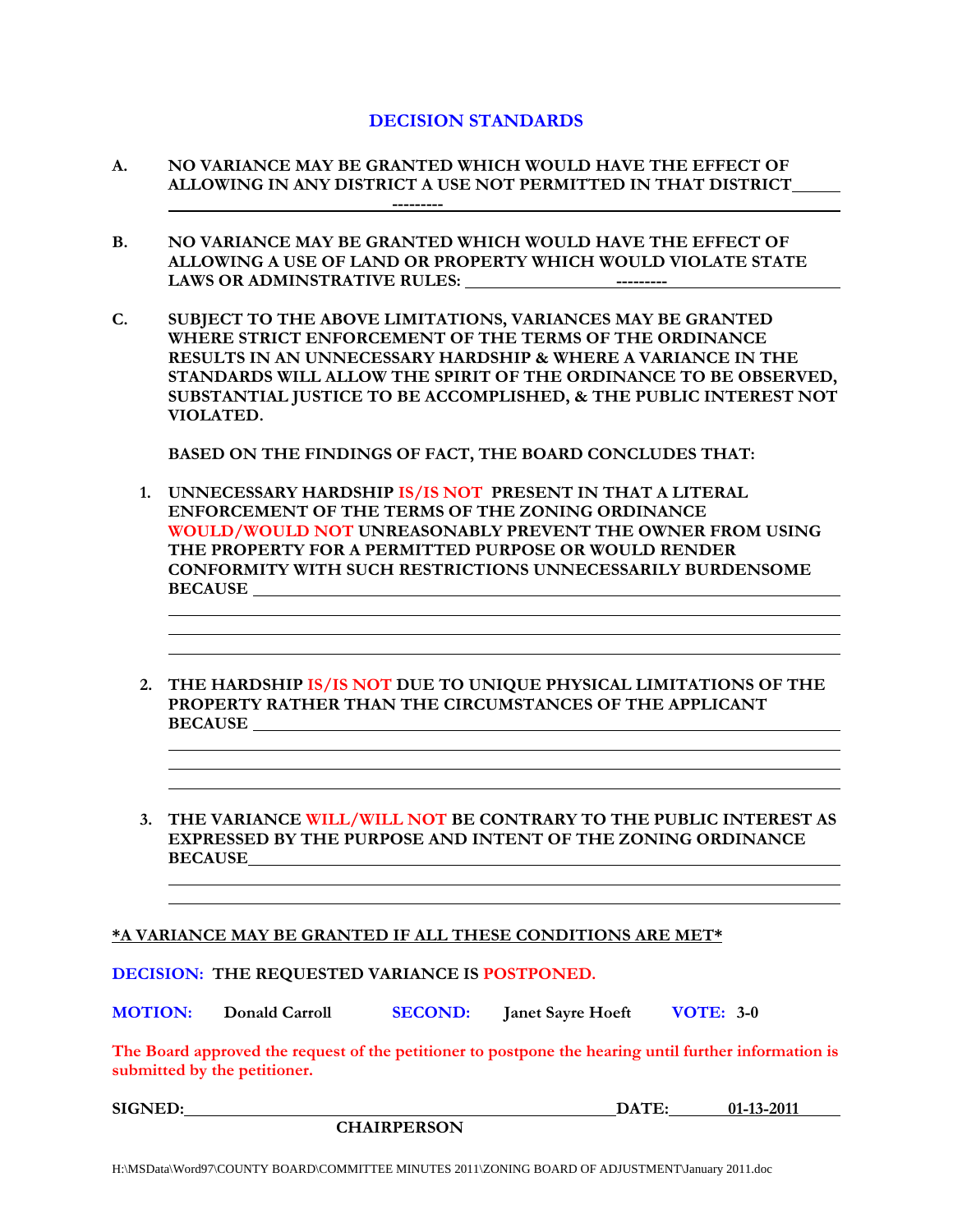## DECISION STANDARDS

**A.** **NO VARIANCE MAY BE GRANTED WHICH WOULD HAVE THE EFFECT OF ALLOWING IN ANY DISTRICT A USE NOT PERMITTED IN THAT DISTRICT** ---------

**B.** **NO VARIANCE MAY BE GRANTED WHICH WOULD HAVE THE EFFECT OF ALLOWING A USE OF LAND OR PROPERTY WHICH WOULD VIOLATE STATE LAWS OR ADMINSTRATIVE RULES:** ---------

**C.** **SUBJECT TO THE ABOVE LIMITATIONS, VARIANCES MAY BE GRANTED WHERE STRICT ENFORCEMENT OF THE TERMS OF THE ORDINANCE RESULTS IN AN UNNECESSARY HARDSHIP & WHERE A VARIANCE IN THE STANDARDS WILL ALLOW THE SPIRIT OF THE ORDINANCE TO BE OBSERVED, SUBSTANTIAL JUSTICE TO BE ACCOMPLISHED, & THE PUBLIC INTEREST NOT VIOLATED.**

**BASED ON THE FINDINGS OF FACT, THE BOARD CONCLUDES THAT:**

1. **UNNECESSARY HARDSHIP IS/IS NOT PRESENT IN THAT A LITERAL ENFORCEMENT OF THE TERMS OF THE ZONING ORDINANCE WOULD/WOULD NOT UNREASONABLY PREVENT THE OWNER FROM USING THE PROPERTY FOR A PERMITTED PURPOSE OR WOULD RENDER CONFORMITY WITH SUCH RESTRICTIONS UNNECESSARILY BURDENSOME BECAUSE** ______________________________

2. **THE HARDSHIP IS/IS NOT DUE TO UNIQUE PHYSICAL LIMITATIONS OF THE PROPERTY RATHER THAN THE CIRCUMSTANCES OF THE APPLICANT BECAUSE** ______________________________

3. **THE VARIANCE WILL/WILL NOT BE CONTRARY TO THE PUBLIC INTEREST AS EXPRESSED BY THE PURPOSE AND INTENT OF THE ZONING ORDINANCE BECAUSE** ______________________________

**\*A VARIANCE MAY BE GRANTED IF ALL THESE CONDITIONS ARE MET\***

**DECISION: THE REQUESTED VARIANCE IS POSTPONED.**

**MOTION:** Donald Carroll **SECOND:** Janet Sayre Hoeft **VOTE:** 3-0

**The Board approved the request of the petitioner to postpone the hearing until further information is submitted by the petitioner.**

**SIGNED:** ______________________________ **DATE:** 01-13-2011
**CHAIRPERSON**

H:\MSData\Word97\COUNTY BOARD\COMMITTEE MINUTES 2011\ZONING BOARD OF ADJUSTMENT\January 2011.doc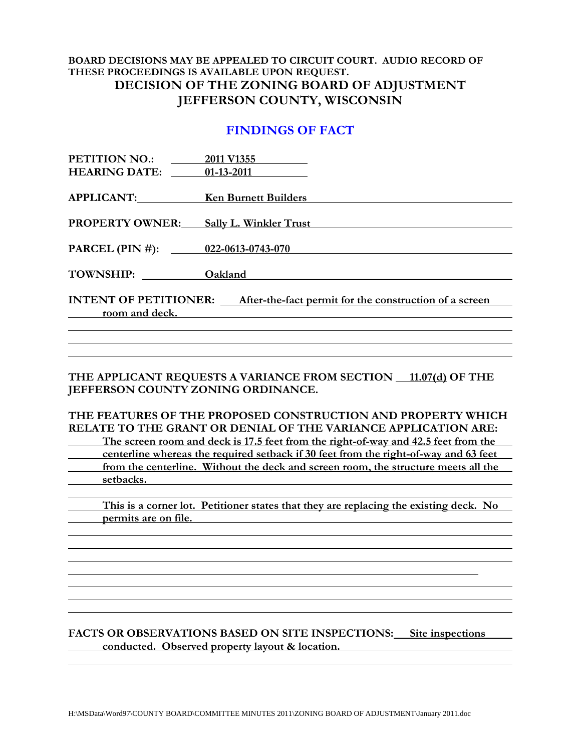**BOARD DECISIONS MAY BE APPEALED TO CIRCUIT COURT. AUDIO RECORD OF THESE PROCEEDINGS IS AVAILABLE UPON REQUEST.**

# DECISION OF THE ZONING BOARD OF ADJUSTMENT JEFFERSON COUNTY, WISCONSIN

## FINDINGS OF FACT

**PETITION NO.:** 2011 V1355
**HEARING DATE:** 01-13-2011

**APPLICANT:** Ken Burnett Builders

**PROPERTY OWNER:** Sally L. Winkler Trust

**PARCEL (PIN #):** 022-0613-0743-070

**TOWNSHIP:** Oakland

**INTENT OF PETITIONER:** After-the-fact permit for the construction of a screen room and deck.

**THE APPLICANT REQUESTS A VARIANCE FROM SECTION 11.07(d) OF THE JEFFERSON COUNTY ZONING ORDINANCE.**

**THE FEATURES OF THE PROPOSED CONSTRUCTION AND PROPERTY WHICH RELATE TO THE GRANT OR DENIAL OF THE VARIANCE APPLICATION ARE:**

The screen room and deck is 17.5 feet from the right-of-way and 42.5 feet from the centerline whereas the required setback if 30 feet from the right-of-way and 63 feet from the centerline. Without the deck and screen room, the structure meets all the setbacks.

This is a corner lot. Petitioner states that they are replacing the existing deck. No permits are on file.

**FACTS OR OBSERVATIONS BASED ON SITE INSPECTIONS:** Site inspections conducted. Observed property layout & location.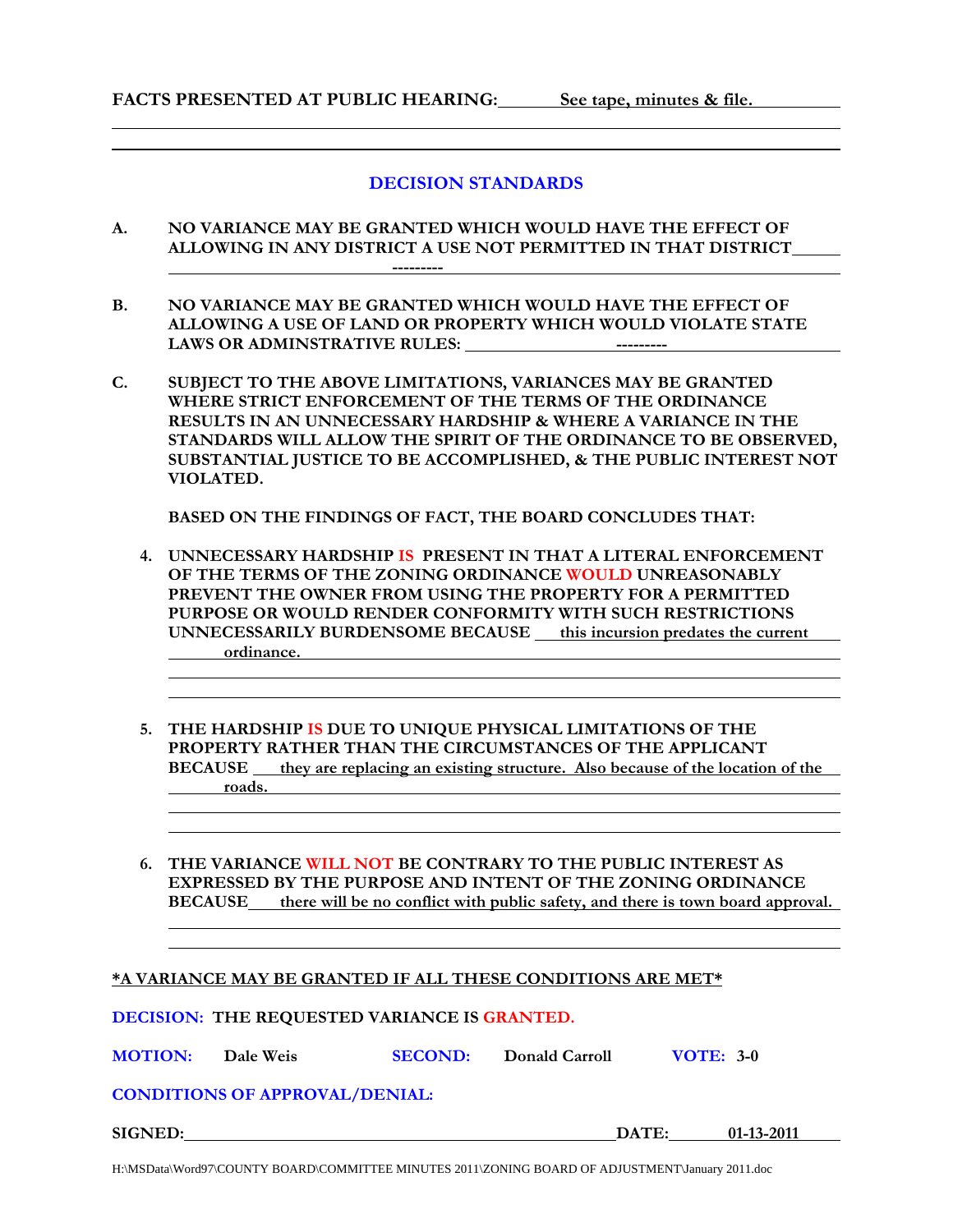**FACTS PRESENTED AT PUBLIC HEARING:** See tape, minutes & file.

## DECISION STANDARDS

**A. NO VARIANCE MAY BE GRANTED WHICH WOULD HAVE THE EFFECT OF ALLOWING IN ANY DISTRICT A USE NOT PERMITTED IN THAT DISTRICT** ---------

**B. NO VARIANCE MAY BE GRANTED WHICH WOULD HAVE THE EFFECT OF ALLOWING A USE OF LAND OR PROPERTY WHICH WOULD VIOLATE STATE LAWS OR ADMINSTRATIVE RULES:** ---------

**C. SUBJECT TO THE ABOVE LIMITATIONS, VARIANCES MAY BE GRANTED WHERE STRICT ENFORCEMENT OF THE TERMS OF THE ORDINANCE RESULTS IN AN UNNECESSARY HARDSHIP & WHERE A VARIANCE IN THE STANDARDS WILL ALLOW THE SPIRIT OF THE ORDINANCE TO BE OBSERVED, SUBSTANTIAL JUSTICE TO BE ACCOMPLISHED, & THE PUBLIC INTEREST NOT VIOLATED.**

**BASED ON THE FINDINGS OF FACT, THE BOARD CONCLUDES THAT:**

4. **UNNECESSARY HARDSHIP IS PRESENT IN THAT A LITERAL ENFORCEMENT OF THE TERMS OF THE ZONING ORDINANCE WOULD UNREASONABLY PREVENT THE OWNER FROM USING THE PROPERTY FOR A PERMITTED PURPOSE OR WOULD RENDER CONFORMITY WITH SUCH RESTRICTIONS UNNECESSARILY BURDENSOME BECAUSE** this incursion predates the current ordinance.

5. **THE HARDSHIP IS DUE TO UNIQUE PHYSICAL LIMITATIONS OF THE PROPERTY RATHER THAN THE CIRCUMSTANCES OF THE APPLICANT BECAUSE** they are replacing an existing structure. Also because of the location of the roads.

6. **THE VARIANCE WILL NOT BE CONTRARY TO THE PUBLIC INTEREST AS EXPRESSED BY THE PURPOSE AND INTENT OF THE ZONING ORDINANCE BECAUSE** there will be no conflict with public safety, and there is town board approval.

**\*A VARIANCE MAY BE GRANTED IF ALL THESE CONDITIONS ARE MET\***

**DECISION: THE REQUESTED VARIANCE IS GRANTED.**

**MOTION:** Dale Weis **SECOND:** Donald Carroll **VOTE:** 3-0

**CONDITIONS OF APPROVAL/DENIAL:**

**SIGNED:** ______________________ **DATE:** 01-13-2011

H:\MSData\Word97\COUNTY BOARD\COMMITTEE MINUTES 2011\ZONING BOARD OF ADJUSTMENT\January 2011.doc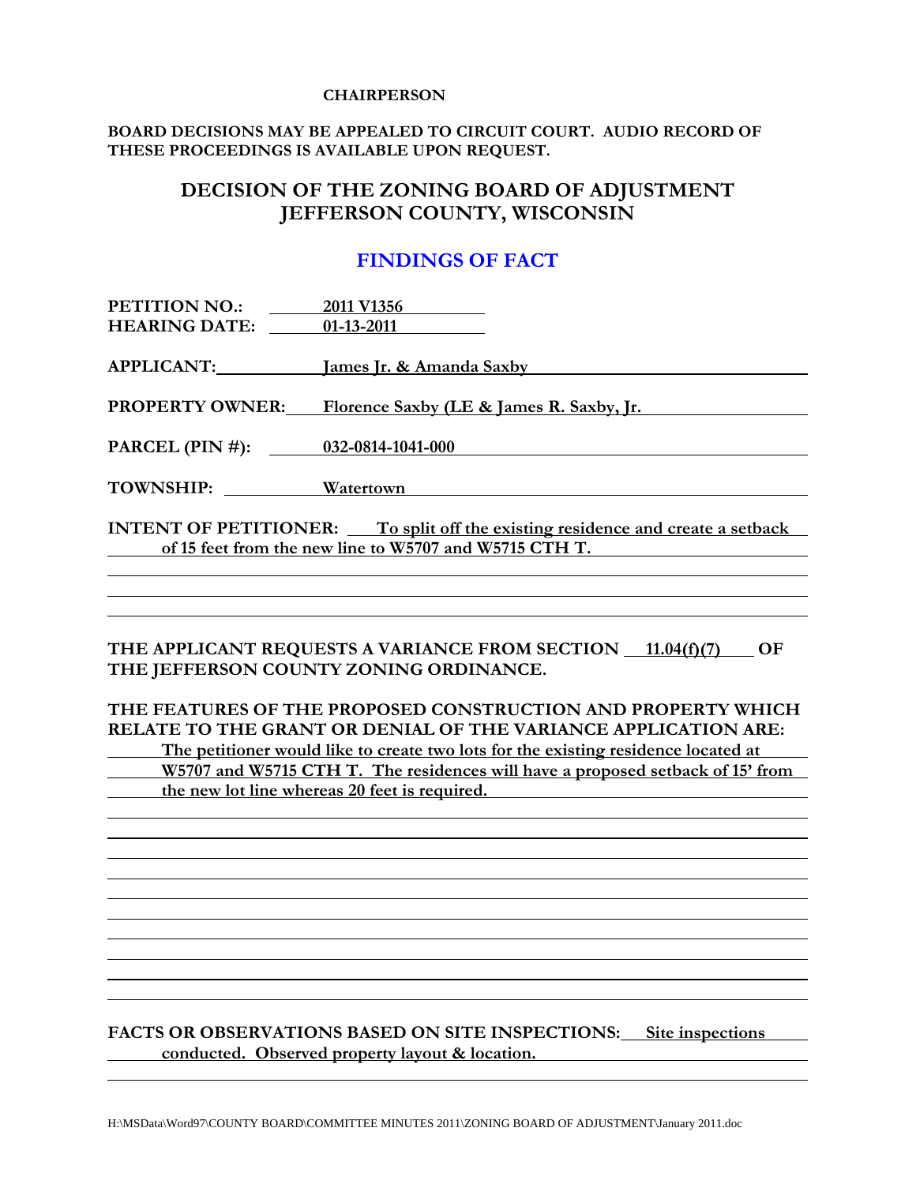**CHAIRPERSON**

**BOARD DECISIONS MAY BE APPEALED TO CIRCUIT COURT. AUDIO RECORD OF THESE PROCEEDINGS IS AVAILABLE UPON REQUEST.**

## DECISION OF THE ZONING BOARD OF ADJUSTMENT JEFFERSON COUNTY, WISCONSIN

## FINDINGS OF FACT

**PETITION NO.:** 2011 V1356
**HEARING DATE:** 01-13-2011

**APPLICANT:** James Jr. & Amanda Saxby

**PROPERTY OWNER:** Florence Saxby (LE & James R. Saxby, Jr.

**PARCEL (PIN #):** 032-0814-1041-000

**TOWNSHIP:** Watertown

**INTENT OF PETITIONER:** To split off the existing residence and create a setback of 15 feet from the new line to W5707 and W5715 CTH T.

**THE APPLICANT REQUESTS A VARIANCE FROM SECTION** 11.04(f)(7) **OF THE JEFFERSON COUNTY ZONING ORDINANCE.**

**THE FEATURES OF THE PROPOSED CONSTRUCTION AND PROPERTY WHICH RELATE TO THE GRANT OR DENIAL OF THE VARIANCE APPLICATION ARE:**
The petitioner would like to create two lots for the existing residence located at W5707 and W5715 CTH T. The residences will have a proposed setback of 15' from the new lot line whereas 20 feet is required.

**FACTS OR OBSERVATIONS BASED ON SITE INSPECTIONS:** Site inspections conducted. Observed property layout & location.

H:\MSData\Word97\COUNTY BOARD\COMMITTEE MINUTES 2011\ZONING BOARD OF ADJUSTMENT\January 2011.doc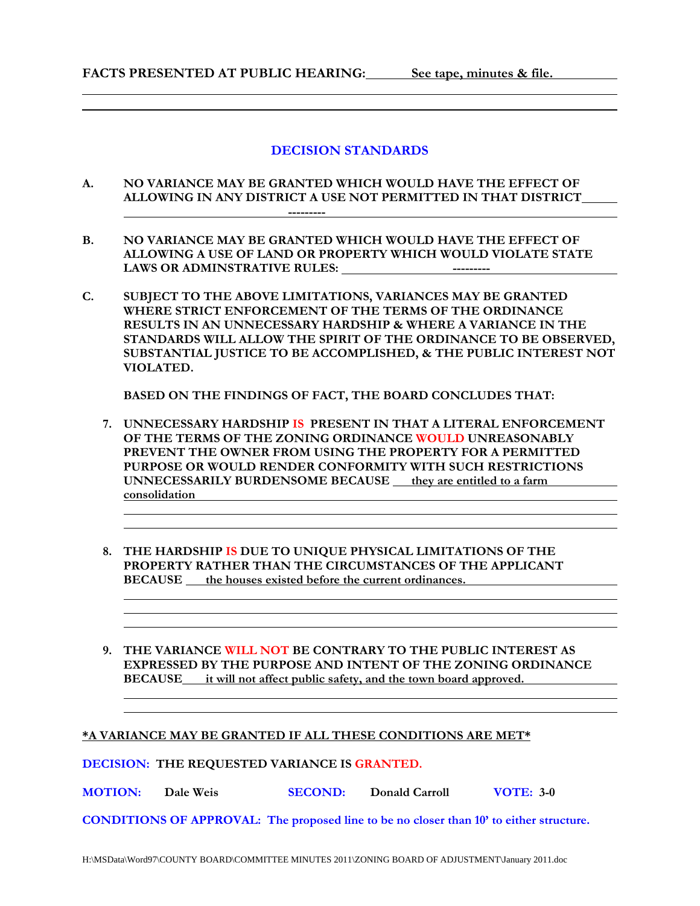**FACTS PRESENTED AT PUBLIC HEARING:** See tape, minutes & file.

## DECISION STANDARDS

**A. NO VARIANCE MAY BE GRANTED WHICH WOULD HAVE THE EFFECT OF ALLOWING IN ANY DISTRICT A USE NOT PERMITTED IN THAT DISTRICT** ---------

**B. NO VARIANCE MAY BE GRANTED WHICH WOULD HAVE THE EFFECT OF ALLOWING A USE OF LAND OR PROPERTY WHICH WOULD VIOLATE STATE LAWS OR ADMINSTRATIVE RULES:** ---------

**C. SUBJECT TO THE ABOVE LIMITATIONS, VARIANCES MAY BE GRANTED WHERE STRICT ENFORCEMENT OF THE TERMS OF THE ORDINANCE RESULTS IN AN UNNECESSARY HARDSHIP & WHERE A VARIANCE IN THE STANDARDS WILL ALLOW THE SPIRIT OF THE ORDINANCE TO BE OBSERVED, SUBSTANTIAL JUSTICE TO BE ACCOMPLISHED, & THE PUBLIC INTEREST NOT VIOLATED.**

**BASED ON THE FINDINGS OF FACT, THE BOARD CONCLUDES THAT:**

7. **UNNECESSARY HARDSHIP IS PRESENT IN THAT A LITERAL ENFORCEMENT OF THE TERMS OF THE ZONING ORDINANCE WOULD UNREASONABLY PREVENT THE OWNER FROM USING THE PROPERTY FOR A PERMITTED PURPOSE OR WOULD RENDER CONFORMITY WITH SUCH RESTRICTIONS UNNECESSARILY BURDENSOME BECAUSE** they are entitled to a farm consolidation

8. **THE HARDSHIP IS DUE TO UNIQUE PHYSICAL LIMITATIONS OF THE PROPERTY RATHER THAN THE CIRCUMSTANCES OF THE APPLICANT BECAUSE** the houses existed before the current ordinances.

9. **THE VARIANCE WILL NOT BE CONTRARY TO THE PUBLIC INTEREST AS EXPRESSED BY THE PURPOSE AND INTENT OF THE ZONING ORDINANCE BECAUSE** it will not affect public safety, and the town board approved.

***A VARIANCE MAY BE GRANTED IF ALL THESE CONDITIONS ARE MET***

**DECISION: THE REQUESTED VARIANCE IS GRANTED.**

**MOTION:** Dale Weis **SECOND:** Donald Carroll **VOTE:** 3-0

**CONDITIONS OF APPROVAL: The proposed line to be no closer than 10' to either structure.**

H:\MSData\Word97\COUNTY BOARD\COMMITTEE MINUTES 2011\ZONING BOARD OF ADJUSTMENT\January 2011.doc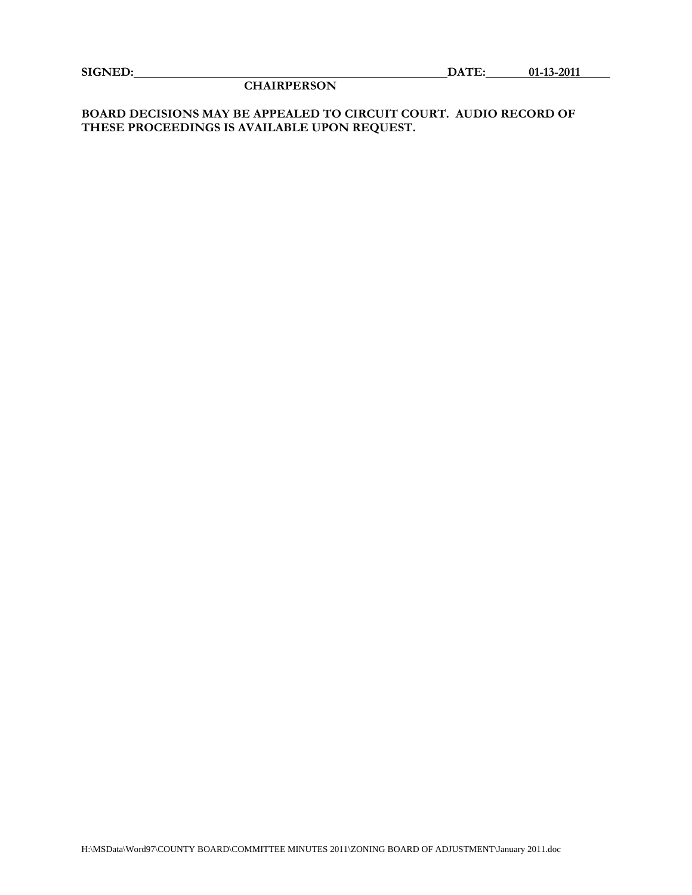**SIGNED:**\_\_\_\_\_\_\_\_\_\_\_\_\_\_\_\_\_\_\_\_\_\_\_\_\_\_\_\_\_\_\_\_\_\_\_\_\_\_\_\_\_\_\_\_ **DATE:** **01-13-2011**

**CHAIRPERSON**

**BOARD DECISIONS MAY BE APPEALED TO CIRCUIT COURT. AUDIO RECORD OF THESE PROCEEDINGS IS AVAILABLE UPON REQUEST.**

H:\MSData\Word97\COUNTY BOARD\COMMITTEE MINUTES 2011\ZONING BOARD OF ADJUSTMENT\January 2011.doc